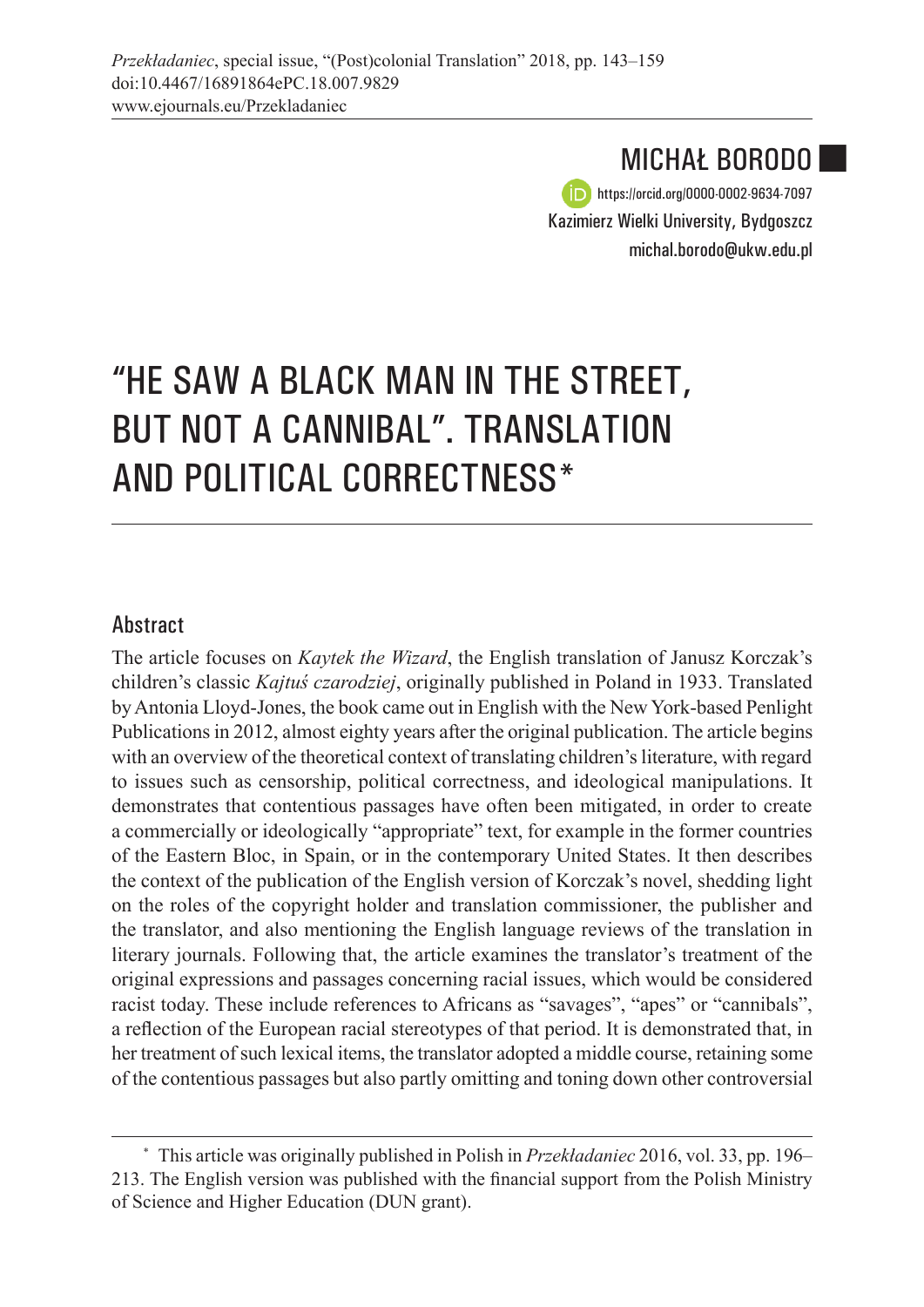*Przekładaniec*, special issue, "(Post)colonial Translation" 2018, pp. 143–159
doi:10.4467/16891864ePC.18.007.9829
www.ejournals.eu/Przekladaniec

MICHAŁ BORODO

https://orcid.org/0000-0002-9634-7097
Kazimierz Wielki University, Bydgoszcz
michal.borodo@ukw.edu.pl

# "HE SAW A BLACK MAN IN THE STREET, BUT NOT A CANNIBAL". TRANSLATION AND POLITICAL CORRECTNESS*

## Abstract

The article focuses on *Kaytek the Wizard*, the English translation of Janusz Korczak's children's classic *Kajtuś czarodziej*, originally published in Poland in 1933. Translated by Antonia Lloyd-Jones, the book came out in English with the New York-based Penlight Publications in 2012, almost eighty years after the original publication. The article begins with an overview of the theoretical context of translating children's literature, with regard to issues such as censorship, political correctness, and ideological manipulations. It demonstrates that contentious passages have often been mitigated, in order to create a commercially or ideologically "appropriate" text, for example in the former countries of the Eastern Bloc, in Spain, or in the contemporary United States. It then describes the context of the publication of the English version of Korczak's novel, shedding light on the roles of the copyright holder and translation commissioner, the publisher and the translator, and also mentioning the English language reviews of the translation in literary journals. Following that, the article examines the translator's treatment of the original expressions and passages concerning racial issues, which would be considered racist today. These include references to Africans as "savages", "apes" or "cannibals", a reflection of the European racial stereotypes of that period. It is demonstrated that, in her treatment of such lexical items, the translator adopted a middle course, retaining some of the contentious passages but also partly omitting and toning down other controversial

---

\* This article was originally published in Polish in *Przekładaniec* 2016, vol. 33, pp. 196–213. The English version was published with the financial support from the Polish Ministry of Science and Higher Education (DUN grant).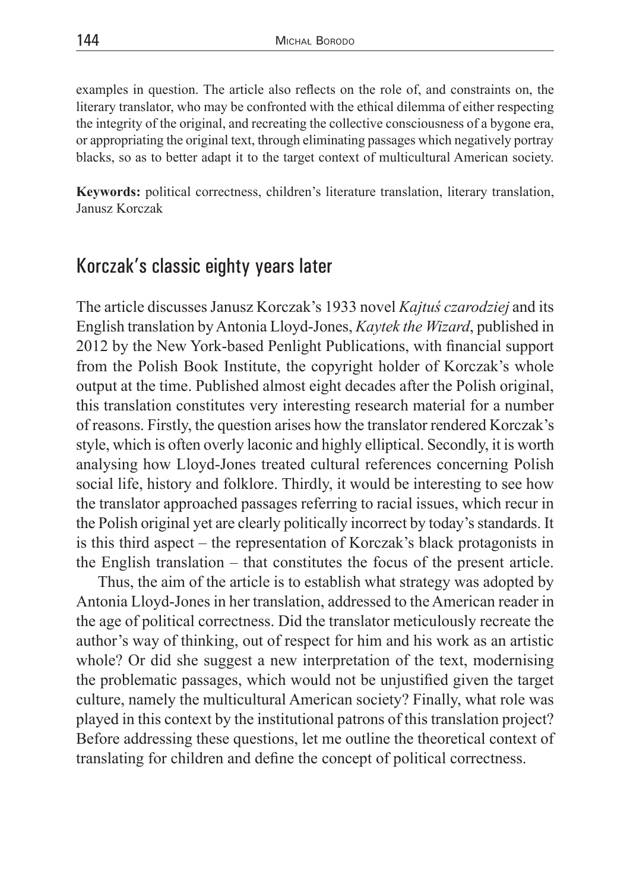examples in question. The article also reflects on the role of, and constraints on, the literary translator, who may be confronted with the ethical dilemma of either respecting the integrity of the original, and recreating the collective consciousness of a bygone era, or appropriating the original text, through eliminating passages which negatively portray blacks, so as to better adapt it to the target context of multicultural American society.

**Keywords:** political correctness, children's literature translation, literary translation, Janusz Korczak

## Korczak's classic eighty years later

The article discusses Janusz Korczak's 1933 novel *Kajtuś czarodziej* and its English translation by Antonia Lloyd-Jones, *Kaytek the Wizard*, published in 2012 by the New York-based Penlight Publications, with financial support from the Polish Book Institute, the copyright holder of Korczak's whole output at the time. Published almost eight decades after the Polish original, this translation constitutes very interesting research material for a number of reasons. Firstly, the question arises how the translator rendered Korczak's style, which is often overly laconic and highly elliptical. Secondly, it is worth analysing how Lloyd-Jones treated cultural references concerning Polish social life, history and folklore. Thirdly, it would be interesting to see how the translator approached passages referring to racial issues, which recur in the Polish original yet are clearly politically incorrect by today's standards. It is this third aspect – the representation of Korczak's black protagonists in the English translation – that constitutes the focus of the present article.

Thus, the aim of the article is to establish what strategy was adopted by Antonia Lloyd-Jones in her translation, addressed to the American reader in the age of political correctness. Did the translator meticulously recreate the author's way of thinking, out of respect for him and his work as an artistic whole? Or did she suggest a new interpretation of the text, modernising the problematic passages, which would not be unjustified given the target culture, namely the multicultural American society? Finally, what role was played in this context by the institutional patrons of this translation project? Before addressing these questions, let me outline the theoretical context of translating for children and define the concept of political correctness.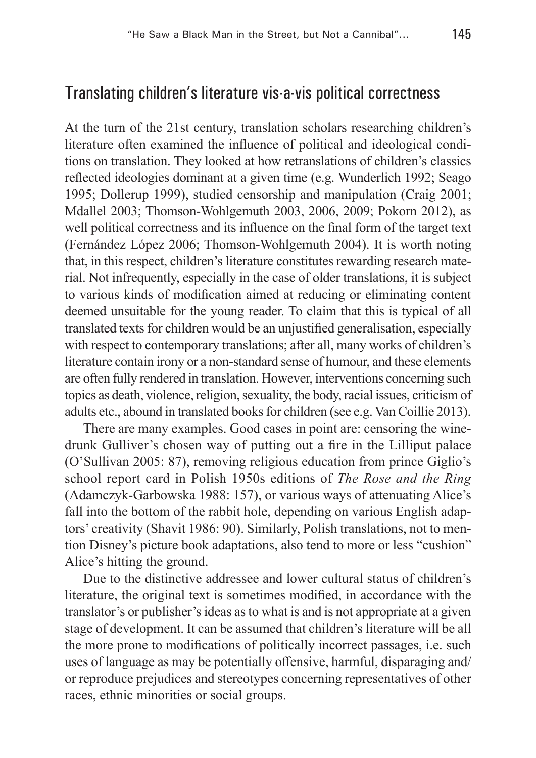## Translating children's literature vis-a-vis political correctness

At the turn of the 21st century, translation scholars researching children's literature often examined the influence of political and ideological conditions on translation. They looked at how retranslations of children's classics reflected ideologies dominant at a given time (e.g. Wunderlich 1992; Seago 1995; Dollerup 1999), studied censorship and manipulation (Craig 2001; Mdallel 2003; Thomson-Wohlgemuth 2003, 2006, 2009; Pokorn 2012), as well political correctness and its influence on the final form of the target text (Fernández López 2006; Thomson-Wohlgemuth 2004). It is worth noting that, in this respect, children's literature constitutes rewarding research material. Not infrequently, especially in the case of older translations, it is subject to various kinds of modification aimed at reducing or eliminating content deemed unsuitable for the young reader. To claim that this is typical of all translated texts for children would be an unjustified generalisation, especially with respect to contemporary translations; after all, many works of children's literature contain irony or a non-standard sense of humour, and these elements are often fully rendered in translation. However, interventions concerning such topics as death, violence, religion, sexuality, the body, racial issues, criticism of adults etc., abound in translated books for children (see e.g. Van Coillie 2013).

There are many examples. Good cases in point are: censoring the wine-drunk Gulliver's chosen way of putting out a fire in the Lilliput palace (O'Sullivan 2005: 87), removing religious education from prince Giglio's school report card in Polish 1950s editions of *The Rose and the Ring* (Adamczyk-Garbowska 1988: 157), or various ways of attenuating Alice's fall into the bottom of the rabbit hole, depending on various English adaptors' creativity (Shavit 1986: 90). Similarly, Polish translations, not to mention Disney's picture book adaptations, also tend to more or less "cushion" Alice's hitting the ground.

Due to the distinctive addressee and lower cultural status of children's literature, the original text is sometimes modified, in accordance with the translator's or publisher's ideas as to what is and is not appropriate at a given stage of development. It can be assumed that children's literature will be all the more prone to modifications of politically incorrect passages, i.e. such uses of language as may be potentially offensive, harmful, disparaging and/ or reproduce prejudices and stereotypes concerning representatives of other races, ethnic minorities or social groups.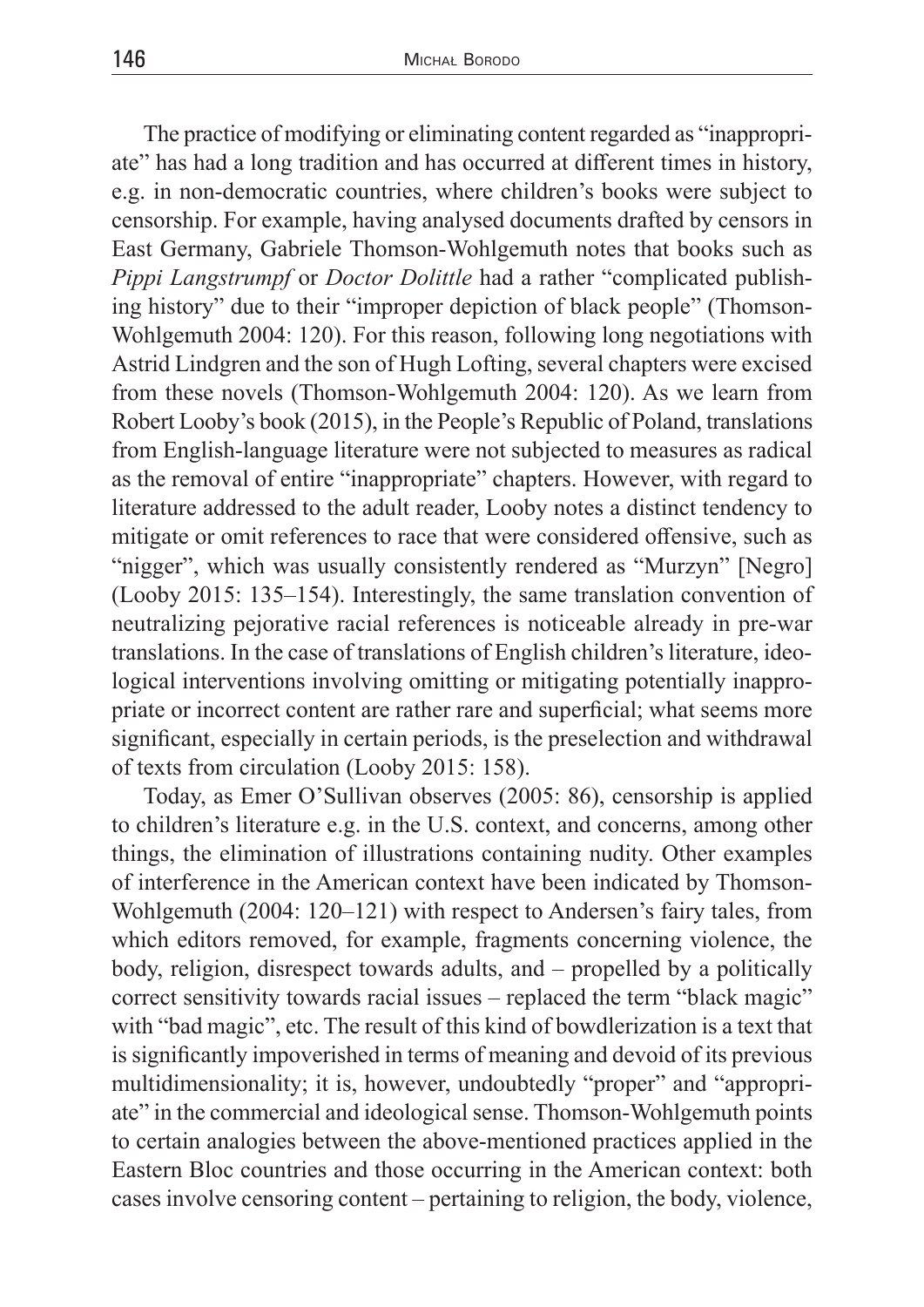The practice of modifying or eliminating content regarded as "inappropriate" has had a long tradition and has occurred at different times in history, e.g. in non-democratic countries, where children's books were subject to censorship. For example, having analysed documents drafted by censors in East Germany, Gabriele Thomson-Wohlgemuth notes that books such as *Pippi Langstrumpf* or *Doctor Dolittle* had a rather "complicated publishing history" due to their "improper depiction of black people" (Thomson-Wohlgemuth 2004: 120). For this reason, following long negotiations with Astrid Lindgren and the son of Hugh Lofting, several chapters were excised from these novels (Thomson-Wohlgemuth 2004: 120). As we learn from Robert Looby's book (2015), in the People's Republic of Poland, translations from English-language literature were not subjected to measures as radical as the removal of entire "inappropriate" chapters. However, with regard to literature addressed to the adult reader, Looby notes a distinct tendency to mitigate or omit references to race that were considered offensive, such as "nigger", which was usually consistently rendered as "Murzyn" [Negro] (Looby 2015: 135–154). Interestingly, the same translation convention of neutralizing pejorative racial references is noticeable already in pre-war translations. In the case of translations of English children's literature, ideological interventions involving omitting or mitigating potentially inappropriate or incorrect content are rather rare and superficial; what seems more significant, especially in certain periods, is the preselection and withdrawal of texts from circulation (Looby 2015: 158).

Today, as Emer O'Sullivan observes (2005: 86), censorship is applied to children's literature e.g. in the U.S. context, and concerns, among other things, the elimination of illustrations containing nudity. Other examples of interference in the American context have been indicated by Thomson-Wohlgemuth (2004: 120–121) with respect to Andersen's fairy tales, from which editors removed, for example, fragments concerning violence, the body, religion, disrespect towards adults, and – propelled by a politically correct sensitivity towards racial issues – replaced the term "black magic" with "bad magic", etc. The result of this kind of bowdlerization is a text that is significantly impoverished in terms of meaning and devoid of its previous multidimensionality; it is, however, undoubtedly "proper" and "appropriate" in the commercial and ideological sense. Thomson-Wohlgemuth points to certain analogies between the above-mentioned practices applied in the Eastern Bloc countries and those occurring in the American context: both cases involve censoring content – pertaining to religion, the body, violence,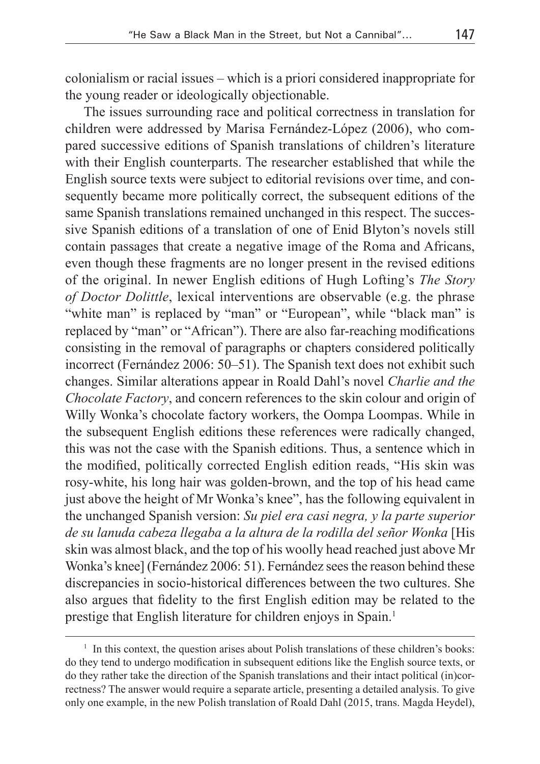colonialism or racial issues – which is a priori considered inappropriate for the young reader or ideologically objectionable.

The issues surrounding race and political correctness in translation for children were addressed by Marisa Fernández-López (2006), who compared successive editions of Spanish translations of children's literature with their English counterparts. The researcher established that while the English source texts were subject to editorial revisions over time, and consequently became more politically correct, the subsequent editions of the same Spanish translations remained unchanged in this respect. The successive Spanish editions of a translation of one of Enid Blyton's novels still contain passages that create a negative image of the Roma and Africans, even though these fragments are no longer present in the revised editions of the original. In newer English editions of Hugh Lofting's *The Story of Doctor Dolittle*, lexical interventions are observable (e.g. the phrase "white man" is replaced by "man" or "European", while "black man" is replaced by "man" or "African"). There are also far-reaching modifications consisting in the removal of paragraphs or chapters considered politically incorrect (Fernández 2006: 50–51). The Spanish text does not exhibit such changes. Similar alterations appear in Roald Dahl's novel *Charlie and the Chocolate Factory*, and concern references to the skin colour and origin of Willy Wonka's chocolate factory workers, the Oompa Loompas. While in the subsequent English editions these references were radically changed, this was not the case with the Spanish editions. Thus, a sentence which in the modified, politically corrected English edition reads, "His skin was rosy-white, his long hair was golden-brown, and the top of his head came just above the height of Mr Wonka's knee", has the following equivalent in the unchanged Spanish version: *Su piel era casi negra, y la parte superior de su lanuda cabeza llegaba a la altura de la rodilla del señor Wonka* [His skin was almost black, and the top of his woolly head reached just above Mr Wonka's knee] (Fernández 2006: 51). Fernández sees the reason behind these discrepancies in socio-historical differences between the two cultures. She also argues that fidelity to the first English edition may be related to the prestige that English literature for children enjoys in Spain.[1]

[1] In this context, the question arises about Polish translations of these children's books: do they tend to undergo modification in subsequent editions like the English source texts, or do they rather take the direction of the Spanish translations and their intact political (in)correctness? The answer would require a separate article, presenting a detailed analysis. To give only one example, in the new Polish translation of Roald Dahl (2015, trans. Magda Heydel),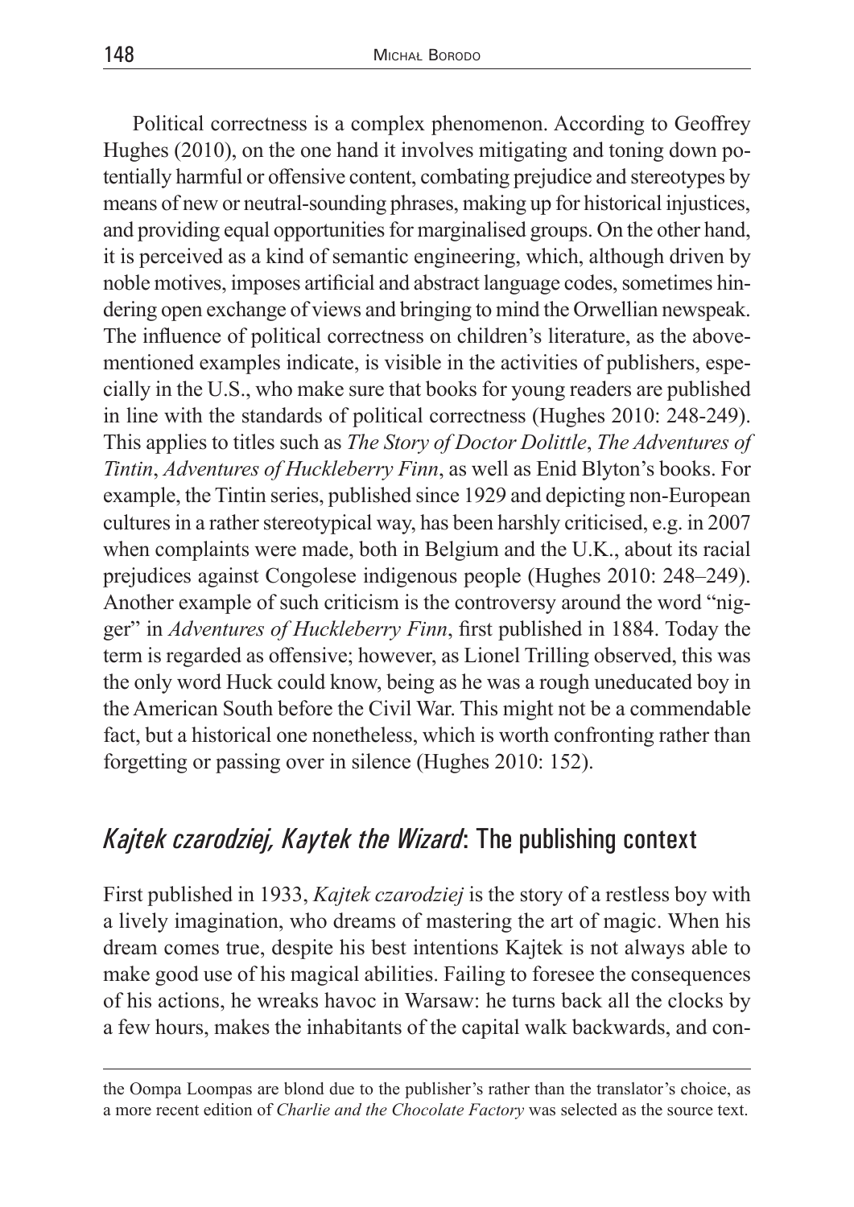Political correctness is a complex phenomenon. According to Geoffrey Hughes (2010), on the one hand it involves mitigating and toning down potentially harmful or offensive content, combating prejudice and stereotypes by means of new or neutral-sounding phrases, making up for historical injustices, and providing equal opportunities for marginalised groups. On the other hand, it is perceived as a kind of semantic engineering, which, although driven by noble motives, imposes artificial and abstract language codes, sometimes hindering open exchange of views and bringing to mind the Orwellian newspeak. The influence of political correctness on children's literature, as the above-mentioned examples indicate, is visible in the activities of publishers, especially in the U.S., who make sure that books for young readers are published in line with the standards of political correctness (Hughes 2010: 248-249). This applies to titles such as *The Story of Doctor Dolittle*, *The Adventures of Tintin*, *Adventures of Huckleberry Finn*, as well as Enid Blyton's books. For example, the Tintin series, published since 1929 and depicting non-European cultures in a rather stereotypical way, has been harshly criticised, e.g. in 2007 when complaints were made, both in Belgium and the U.K., about its racial prejudices against Congolese indigenous people (Hughes 2010: 248–249). Another example of such criticism is the controversy around the word "nigger" in *Adventures of Huckleberry Finn*, first published in 1884. Today the term is regarded as offensive; however, as Lionel Trilling observed, this was the only word Huck could know, being as he was a rough uneducated boy in the American South before the Civil War. This might not be a commendable fact, but a historical one nonetheless, which is worth confronting rather than forgetting or passing over in silence (Hughes 2010: 152).

## *Kajtek czarodziej, Kaytek the Wizard*: The publishing context

First published in 1933, *Kajtek czarodziej* is the story of a restless boy with a lively imagination, who dreams of mastering the art of magic. When his dream comes true, despite his best intentions Kajtek is not always able to make good use of his magical abilities. Failing to foresee the consequences of his actions, he wreaks havoc in Warsaw: he turns back all the clocks by a few hours, makes the inhabitants of the capital walk backwards, and con-

---

the Oompa Loompas are blond due to the publisher's rather than the translator's choice, as a more recent edition of *Charlie and the Chocolate Factory* was selected as the source text.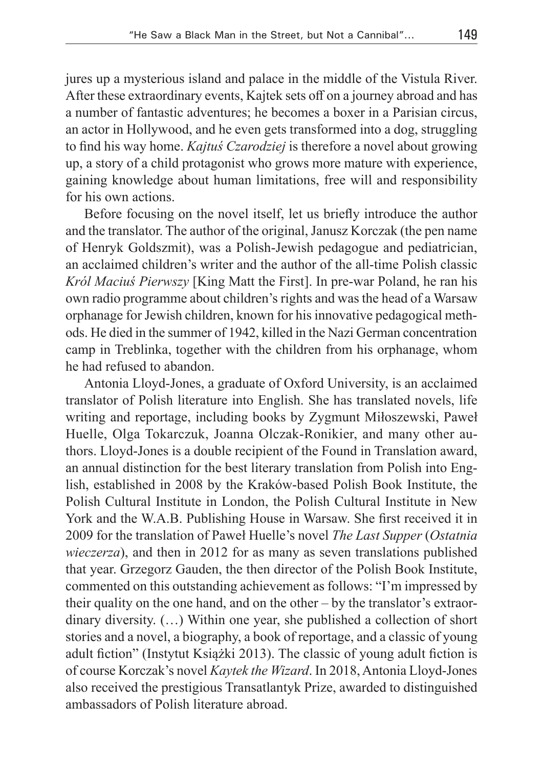jures up a mysterious island and palace in the middle of the Vistula River. After these extraordinary events, Kajtek sets off on a journey abroad and has a number of fantastic adventures; he becomes a boxer in a Parisian circus, an actor in Hollywood, and he even gets transformed into a dog, struggling to find his way home. *Kajtuś Czarodziej* is therefore a novel about growing up, a story of a child protagonist who grows more mature with experience, gaining knowledge about human limitations, free will and responsibility for his own actions.

Before focusing on the novel itself, let us briefly introduce the author and the translator. The author of the original, Janusz Korczak (the pen name of Henryk Goldszmit), was a Polish-Jewish pedagogue and pediatrician, an acclaimed children's writer and the author of the all-time Polish classic *Król Maciuś Pierwszy* [King Matt the First]. In pre-war Poland, he ran his own radio programme about children's rights and was the head of a Warsaw orphanage for Jewish children, known for his innovative pedagogical methods. He died in the summer of 1942, killed in the Nazi German concentration camp in Treblinka, together with the children from his orphanage, whom he had refused to abandon.

Antonia Lloyd-Jones, a graduate of Oxford University, is an acclaimed translator of Polish literature into English. She has translated novels, life writing and reportage, including books by Zygmunt Miłoszewski, Paweł Huelle, Olga Tokarczuk, Joanna Olczak-Ronikier, and many other authors. Lloyd-Jones is a double recipient of the Found in Translation award, an annual distinction for the best literary translation from Polish into English, established in 2008 by the Kraków-based Polish Book Institute, the Polish Cultural Institute in London, the Polish Cultural Institute in New York and the W.A.B. Publishing House in Warsaw. She first received it in 2009 for the translation of Paweł Huelle's novel *The Last Supper* (*Ostatnia wieczerza*), and then in 2012 for as many as seven translations published that year. Grzegorz Gauden, the then director of the Polish Book Institute, commented on this outstanding achievement as follows: "I'm impressed by their quality on the one hand, and on the other – by the translator's extraordinary diversity. (…) Within one year, she published a collection of short stories and a novel, a biography, a book of reportage, and a classic of young adult fiction" (Instytut Książki 2013). The classic of young adult fiction is of course Korczak's novel *Kaytek the Wizard*. In 2018, Antonia Lloyd-Jones also received the prestigious Transatlantyk Prize, awarded to distinguished ambassadors of Polish literature abroad.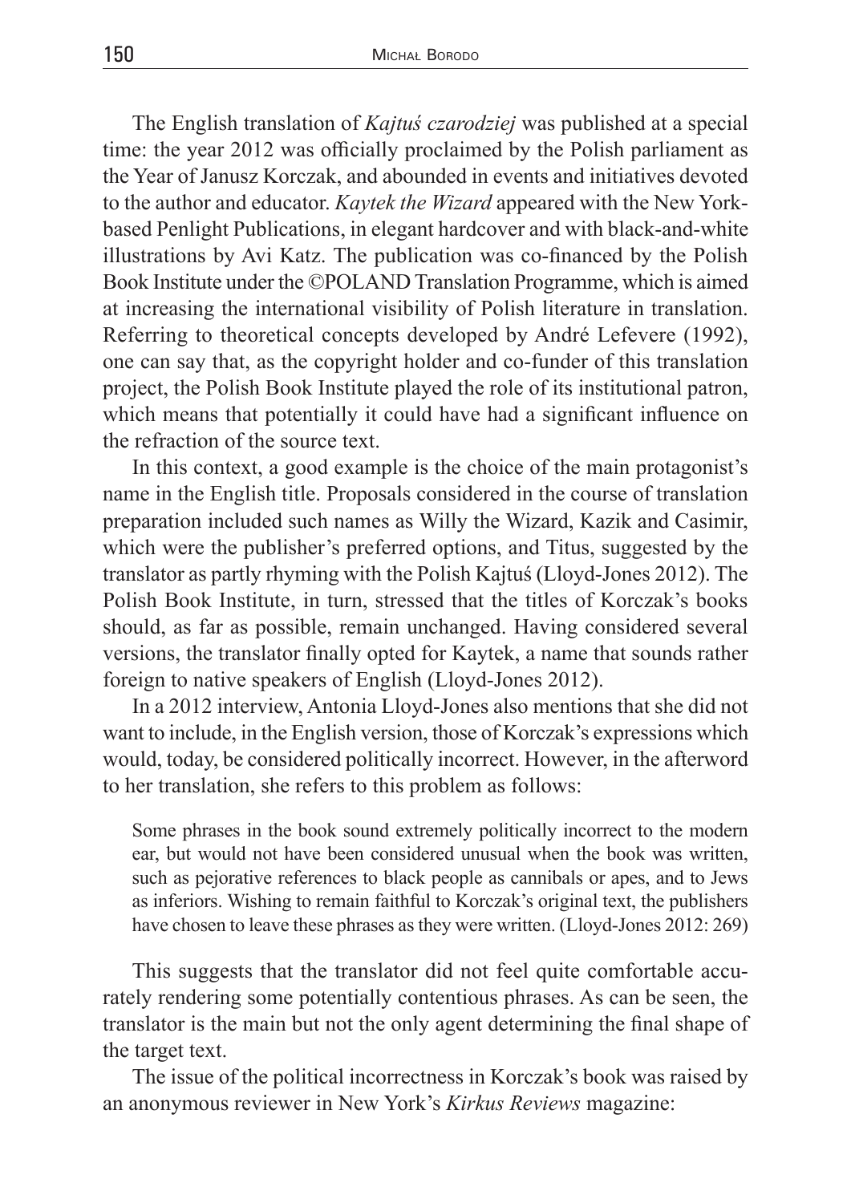The English translation of *Kajtuś czarodziej* was published at a special time: the year 2012 was officially proclaimed by the Polish parliament as the Year of Janusz Korczak, and abounded in events and initiatives devoted to the author and educator. *Kaytek the Wizard* appeared with the New York-based Penlight Publications, in elegant hardcover and with black-and-white illustrations by Avi Katz. The publication was co-financed by the Polish Book Institute under the ©POLAND Translation Programme, which is aimed at increasing the international visibility of Polish literature in translation. Referring to theoretical concepts developed by André Lefevere (1992), one can say that, as the copyright holder and co-funder of this translation project, the Polish Book Institute played the role of its institutional patron, which means that potentially it could have had a significant influence on the refraction of the source text.

In this context, a good example is the choice of the main protagonist's name in the English title. Proposals considered in the course of translation preparation included such names as Willy the Wizard, Kazik and Casimir, which were the publisher's preferred options, and Titus, suggested by the translator as partly rhyming with the Polish Kajtuś (Lloyd-Jones 2012). The Polish Book Institute, in turn, stressed that the titles of Korczak's books should, as far as possible, remain unchanged. Having considered several versions, the translator finally opted for Kaytek, a name that sounds rather foreign to native speakers of English (Lloyd-Jones 2012).

In a 2012 interview, Antonia Lloyd-Jones also mentions that she did not want to include, in the English version, those of Korczak's expressions which would, today, be considered politically incorrect. However, in the afterword to her translation, she refers to this problem as follows:

> Some phrases in the book sound extremely politically incorrect to the modern ear, but would not have been considered unusual when the book was written, such as pejorative references to black people as cannibals or apes, and to Jews as inferiors. Wishing to remain faithful to Korczak's original text, the publishers have chosen to leave these phrases as they were written. (Lloyd-Jones 2012: 269)

This suggests that the translator did not feel quite comfortable accurately rendering some potentially contentious phrases. As can be seen, the translator is the main but not the only agent determining the final shape of the target text.

The issue of the political incorrectness in Korczak's book was raised by an anonymous reviewer in New York's *Kirkus Reviews* magazine: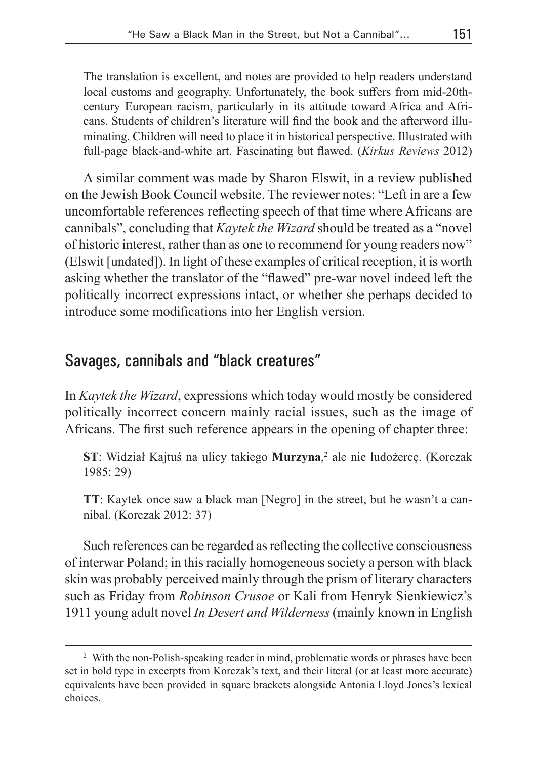> The translation is excellent, and notes are provided to help readers understand local customs and geography. Unfortunately, the book suffers from mid-20th-century European racism, particularly in its attitude toward Africa and Africans. Students of children's literature will find the book and the afterword illuminating. Children will need to place it in historical perspective. Illustrated with full-page black-and-white art. Fascinating but flawed. (*Kirkus Reviews* 2012)

A similar comment was made by Sharon Elswit, in a review published on the Jewish Book Council website. The reviewer notes: "Left in are a few uncomfortable references reflecting speech of that time where Africans are cannibals", concluding that *Kaytek the Wizard* should be treated as a "novel of historic interest, rather than as one to recommend for young readers now" (Elswit [undated]). In light of these examples of critical reception, it is worth asking whether the translator of the "flawed" pre-war novel indeed left the politically incorrect expressions intact, or whether she perhaps decided to introduce some modifications into her English version.

## Savages, cannibals and "black creatures"

In *Kaytek the Wizard*, expressions which today would mostly be considered politically incorrect concern mainly racial issues, such as the image of Africans. The first such reference appears in the opening of chapter three:

> **ST**: Widział Kajtuś na ulicy takiego **Murzyna**,[2] ale nie ludożercę. (Korczak 1985: 29)
>
> **TT**: Kaytek once saw a black man [Negro] in the street, but he wasn't a cannibal. (Korczak 2012: 37)

Such references can be regarded as reflecting the collective consciousness of interwar Poland; in this racially homogeneous society a person with black skin was probably perceived mainly through the prism of literary characters such as Friday from *Robinson Crusoe* or Kali from Henryk Sienkiewicz's 1911 young adult novel *In Desert and Wilderness* (mainly known in English

---

[2] With the non-Polish-speaking reader in mind, problematic words or phrases have been set in bold type in excerpts from Korczak's text, and their literal (or at least more accurate) equivalents have been provided in square brackets alongside Antonia Lloyd Jones's lexical choices.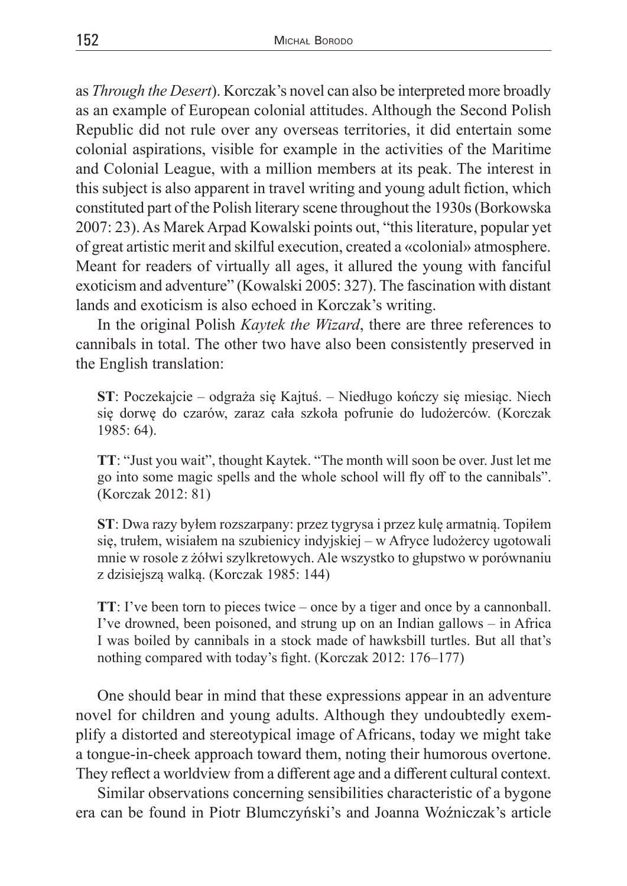as *Through the Desert*). Korczak's novel can also be interpreted more broadly as an example of European colonial attitudes. Although the Second Polish Republic did not rule over any overseas territories, it did entertain some colonial aspirations, visible for example in the activities of the Maritime and Colonial League, with a million members at its peak. The interest in this subject is also apparent in travel writing and young adult fiction, which constituted part of the Polish literary scene throughout the 1930s (Borkowska 2007: 23). As Marek Arpad Kowalski points out, "this literature, popular yet of great artistic merit and skilful execution, created a «colonial» atmosphere. Meant for readers of virtually all ages, it allured the young with fanciful exoticism and adventure" (Kowalski 2005: 327). The fascination with distant lands and exoticism is also echoed in Korczak's writing.

In the original Polish *Kaytek the Wizard*, there are three references to cannibals in total. The other two have also been consistently preserved in the English translation:

> **ST**: Poczekajcie – odgraża się Kajtuś. – Niedługo kończy się miesiąc. Niech się dorwę do czarów, zaraz cała szkoła pofrunie do ludożerców. (Korczak 1985: 64).

> **TT**: "Just you wait", thought Kaytek. "The month will soon be over. Just let me go into some magic spells and the whole school will fly off to the cannibals". (Korczak 2012: 81)

> **ST**: Dwa razy byłem rozszarpany: przez tygrysa i przez kulę armatnią. Topiłem się, trułem, wisiałem na szubienicy indyjskiej – w Afryce ludożercy ugotowali mnie w rosole z żółwi szylkretowych. Ale wszystko to głupstwo w porównaniu z dzisiejszą walką. (Korczak 1985: 144)

> **TT**: I've been torn to pieces twice – once by a tiger and once by a cannonball. I've drowned, been poisoned, and strung up on an Indian gallows – in Africa I was boiled by cannibals in a stock made of hawksbill turtles. But all that's nothing compared with today's fight. (Korczak 2012: 176–177)

One should bear in mind that these expressions appear in an adventure novel for children and young adults. Although they undoubtedly exemplify a distorted and stereotypical image of Africans, today we might take a tongue-in-cheek approach toward them, noting their humorous overtone. They reflect a worldview from a different age and a different cultural context.

Similar observations concerning sensibilities characteristic of a bygone era can be found in Piotr Blumczyński's and Joanna Woźniczak's article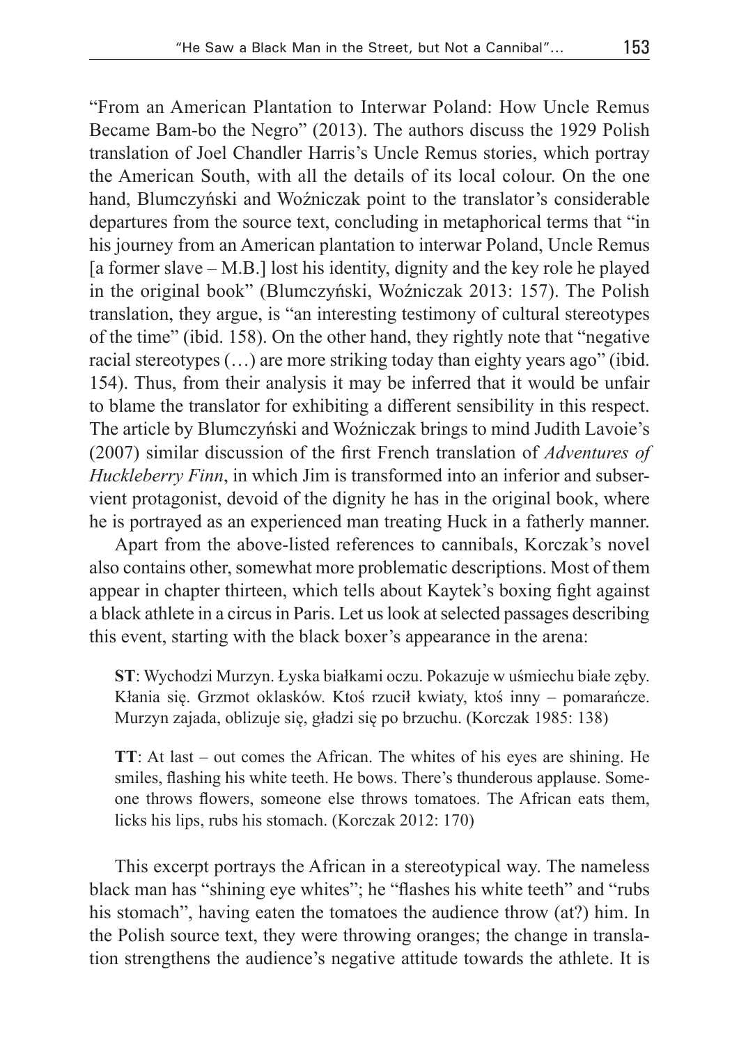"From an American Plantation to Interwar Poland: How Uncle Remus Became Bam-bo the Negro" (2013). The authors discuss the 1929 Polish translation of Joel Chandler Harris's Uncle Remus stories, which portray the American South, with all the details of its local colour. On the one hand, Blumczyński and Woźniczak point to the translator's considerable departures from the source text, concluding in metaphorical terms that "in his journey from an American plantation to interwar Poland, Uncle Remus [a former slave – M.B.] lost his identity, dignity and the key role he played in the original book" (Blumczyński, Woźniczak 2013: 157). The Polish translation, they argue, is "an interesting testimony of cultural stereotypes of the time" (ibid. 158). On the other hand, they rightly note that "negative racial stereotypes (…) are more striking today than eighty years ago" (ibid. 154). Thus, from their analysis it may be inferred that it would be unfair to blame the translator for exhibiting a different sensibility in this respect. The article by Blumczyński and Woźniczak brings to mind Judith Lavoie's (2007) similar discussion of the first French translation of *Adventures of Huckleberry Finn*, in which Jim is transformed into an inferior and subservient protagonist, devoid of the dignity he has in the original book, where he is portrayed as an experienced man treating Huck in a fatherly manner.

Apart from the above-listed references to cannibals, Korczak's novel also contains other, somewhat more problematic descriptions. Most of them appear in chapter thirteen, which tells about Kaytek's boxing fight against a black athlete in a circus in Paris. Let us look at selected passages describing this event, starting with the black boxer's appearance in the arena:

> **ST**: Wychodzi Murzyn. Łyska białkami oczu. Pokazuje w uśmiechu białe zęby. Kłania się. Grzmot oklasków. Ktoś rzucił kwiaty, ktoś inny – pomarańcze. Murzyn zajada, oblizuje się, gładzi się po brzuchu. (Korczak 1985: 138)

> **TT**: At last – out comes the African. The whites of his eyes are shining. He smiles, flashing his white teeth. He bows. There's thunderous applause. Someone throws flowers, someone else throws tomatoes. The African eats them, licks his lips, rubs his stomach. (Korczak 2012: 170)

This excerpt portrays the African in a stereotypical way. The nameless black man has "shining eye whites"; he "flashes his white teeth" and "rubs his stomach", having eaten the tomatoes the audience throw (at?) him. In the Polish source text, they were throwing oranges; the change in translation strengthens the audience's negative attitude towards the athlete. It is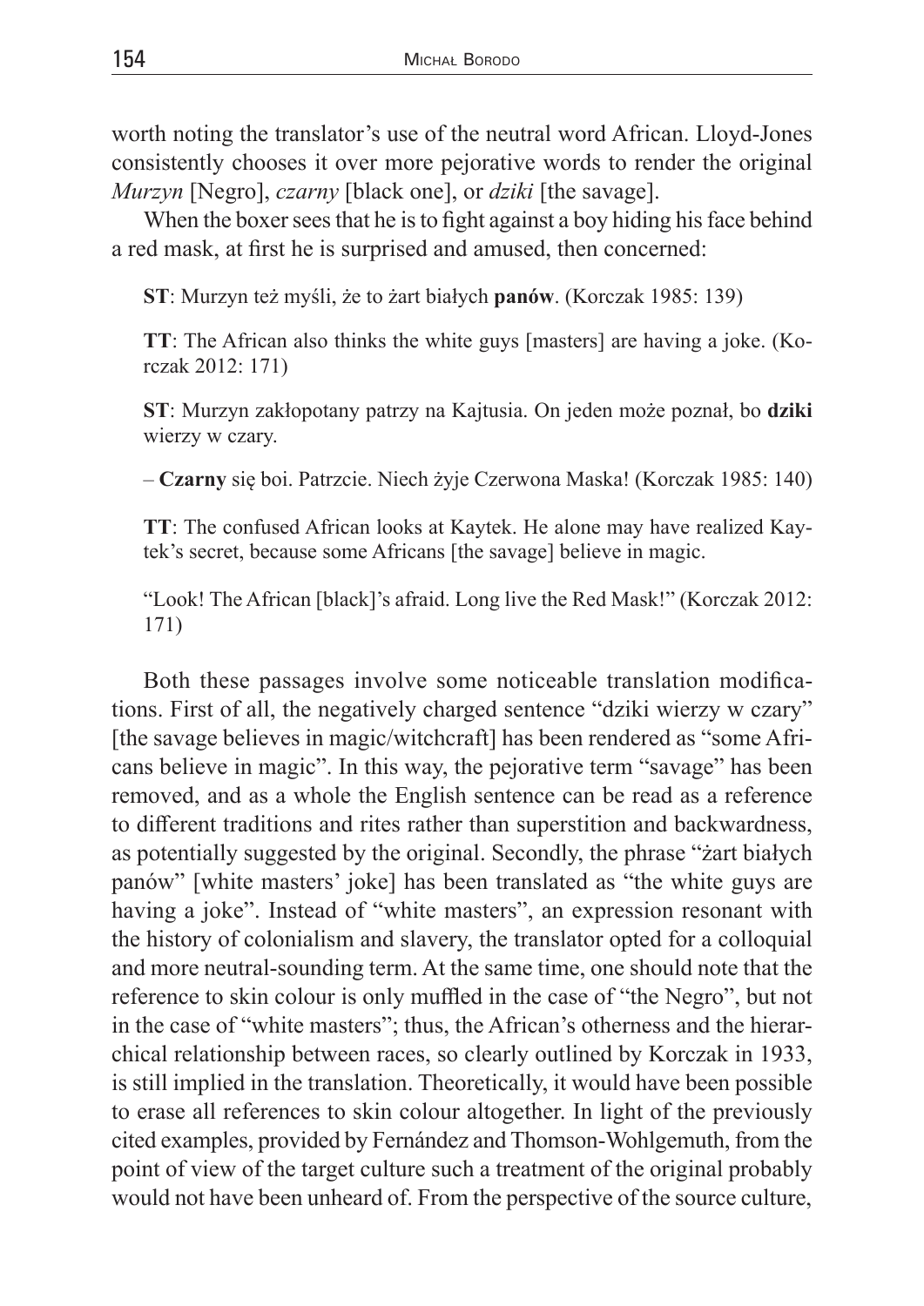worth noting the translator's use of the neutral word African. Lloyd-Jones consistently chooses it over more pejorative words to render the original *Murzyn* [Negro], *czarny* [black one], or *dziki* [the savage].

When the boxer sees that he is to fight against a boy hiding his face behind a red mask, at first he is surprised and amused, then concerned:

> **ST**: Murzyn też myśli, że to żart białych **panów**. (Korczak 1985: 139)
>
> **TT**: The African also thinks the white guys [masters] are having a joke. (Korczak 2012: 171)
>
> **ST**: Murzyn zakłopotany patrzy na Kajtusia. On jeden może poznał, bo **dziki** wierzy w czary.
>
> – **Czarny** się boi. Patrzcie. Niech żyje Czerwona Maska! (Korczak 1985: 140)
>
> **TT**: The confused African looks at Kaytek. He alone may have realized Kaytek's secret, because some Africans [the savage] believe in magic.
>
> "Look! The African [black]'s afraid. Long live the Red Mask!" (Korczak 2012: 171)

Both these passages involve some noticeable translation modifications. First of all, the negatively charged sentence "dziki wierzy w czary" [the savage believes in magic/witchcraft] has been rendered as "some Africans believe in magic". In this way, the pejorative term "savage" has been removed, and as a whole the English sentence can be read as a reference to different traditions and rites rather than superstition and backwardness, as potentially suggested by the original. Secondly, the phrase "żart białych panów" [white masters' joke] has been translated as "the white guys are having a joke". Instead of "white masters", an expression resonant with the history of colonialism and slavery, the translator opted for a colloquial and more neutral-sounding term. At the same time, one should note that the reference to skin colour is only muffled in the case of "the Negro", but not in the case of "white masters"; thus, the African's otherness and the hierarchical relationship between races, so clearly outlined by Korczak in 1933, is still implied in the translation. Theoretically, it would have been possible to erase all references to skin colour altogether. In light of the previously cited examples, provided by Fernández and Thomson-Wohlgemuth, from the point of view of the target culture such a treatment of the original probably would not have been unheard of. From the perspective of the source culture,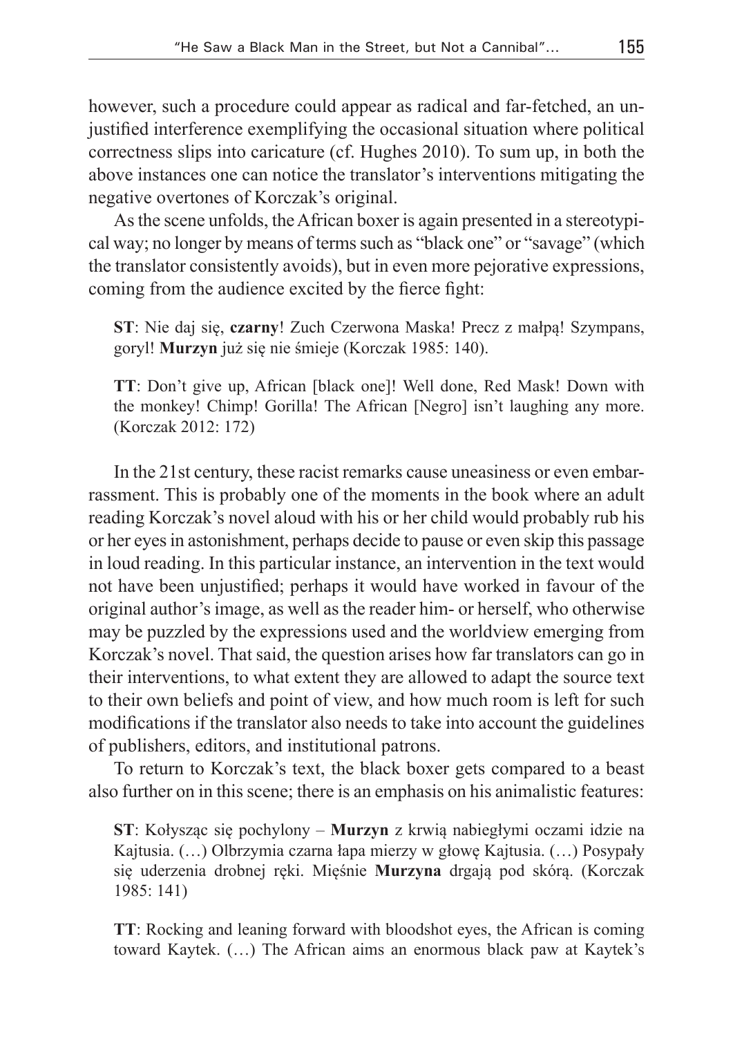however, such a procedure could appear as radical and far-fetched, an unjustified interference exemplifying the occasional situation where political correctness slips into caricature (cf. Hughes 2010). To sum up, in both the above instances one can notice the translator's interventions mitigating the negative overtones of Korczak's original.

As the scene unfolds, the African boxer is again presented in a stereotypical way; no longer by means of terms such as "black one" or "savage" (which the translator consistently avoids), but in even more pejorative expressions, coming from the audience excited by the fierce fight:

> **ST**: Nie daj się, **czarny**! Zuch Czerwona Maska! Precz z małpą! Szympans, goryl! **Murzyn** już się nie śmieje (Korczak 1985: 140).
>
> **TT**: Don't give up, African [black one]! Well done, Red Mask! Down with the monkey! Chimp! Gorilla! The African [Negro] isn't laughing any more. (Korczak 2012: 172)

In the 21st century, these racist remarks cause uneasiness or even embarrassment. This is probably one of the moments in the book where an adult reading Korczak's novel aloud with his or her child would probably rub his or her eyes in astonishment, perhaps decide to pause or even skip this passage in loud reading. In this particular instance, an intervention in the text would not have been unjustified; perhaps it would have worked in favour of the original author's image, as well as the reader him- or herself, who otherwise may be puzzled by the expressions used and the worldview emerging from Korczak's novel. That said, the question arises how far translators can go in their interventions, to what extent they are allowed to adapt the source text to their own beliefs and point of view, and how much room is left for such modifications if the translator also needs to take into account the guidelines of publishers, editors, and institutional patrons.

To return to Korczak's text, the black boxer gets compared to a beast also further on in this scene; there is an emphasis on his animalistic features:

> **ST**: Kołysząc się pochylony – **Murzyn** z krwią nabiegłymi oczami idzie na Kajtusia. (…) Olbrzymia czarna łapa mierzy w głowę Kajtusia. (…) Posypały się uderzenia drobnej ręki. Mięśnie **Murzyna** drgają pod skórą. (Korczak 1985: 141)
>
> **TT**: Rocking and leaning forward with bloodshot eyes, the African is coming toward Kaytek. (…) The African aims an enormous black paw at Kaytek's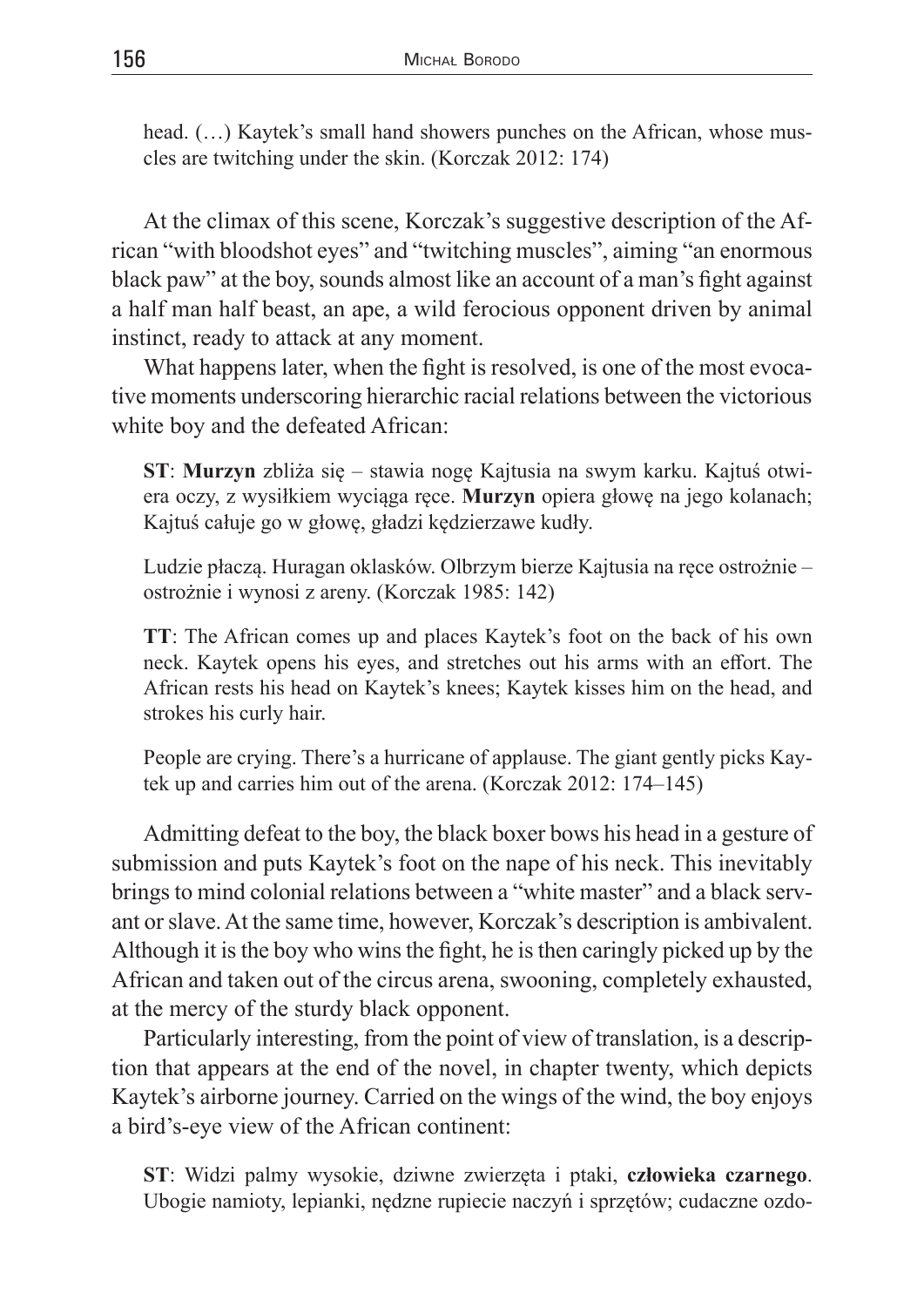head. (…) Kaytek's small hand showers punches on the African, whose muscles are twitching under the skin. (Korczak 2012: 174)

At the climax of this scene, Korczak's suggestive description of the African "with bloodshot eyes" and "twitching muscles", aiming "an enormous black paw" at the boy, sounds almost like an account of a man's fight against a half man half beast, an ape, a wild ferocious opponent driven by animal instinct, ready to attack at any moment.

What happens later, when the fight is resolved, is one of the most evocative moments underscoring hierarchic racial relations between the victorious white boy and the defeated African:

> **ST**: **Murzyn** zbliża się – stawia nogę Kajtusia na swym karku. Kajtuś otwiera oczy, z wysiłkiem wyciąga ręce. **Murzyn** opiera głowę na jego kolanach; Kajtuś całuje go w głowę, gładzi kędzierzawe kudły.
>
> Ludzie płaczą. Huragan oklasków. Olbrzym bierze Kajtusia na ręce ostrożnie – ostrożnie i wynosi z areny. (Korczak 1985: 142)
>
> **TT**: The African comes up and places Kaytek's foot on the back of his own neck. Kaytek opens his eyes, and stretches out his arms with an effort. The African rests his head on Kaytek's knees; Kaytek kisses him on the head, and strokes his curly hair.
>
> People are crying. There's a hurricane of applause. The giant gently picks Kaytek up and carries him out of the arena. (Korczak 2012: 174–145)

Admitting defeat to the boy, the black boxer bows his head in a gesture of submission and puts Kaytek's foot on the nape of his neck. This inevitably brings to mind colonial relations between a "white master" and a black servant or slave. At the same time, however, Korczak's description is ambivalent. Although it is the boy who wins the fight, he is then caringly picked up by the African and taken out of the circus arena, swooning, completely exhausted, at the mercy of the sturdy black opponent.

Particularly interesting, from the point of view of translation, is a description that appears at the end of the novel, in chapter twenty, which depicts Kaytek's airborne journey. Carried on the wings of the wind, the boy enjoys a bird's-eye view of the African continent:

> **ST**: Widzi palmy wysokie, dziwne zwierzęta i ptaki, **człowieka czarnego**. Ubogie namioty, lepianki, nędzne rupiecie naczyń i sprzętów; cudaczne ozdo-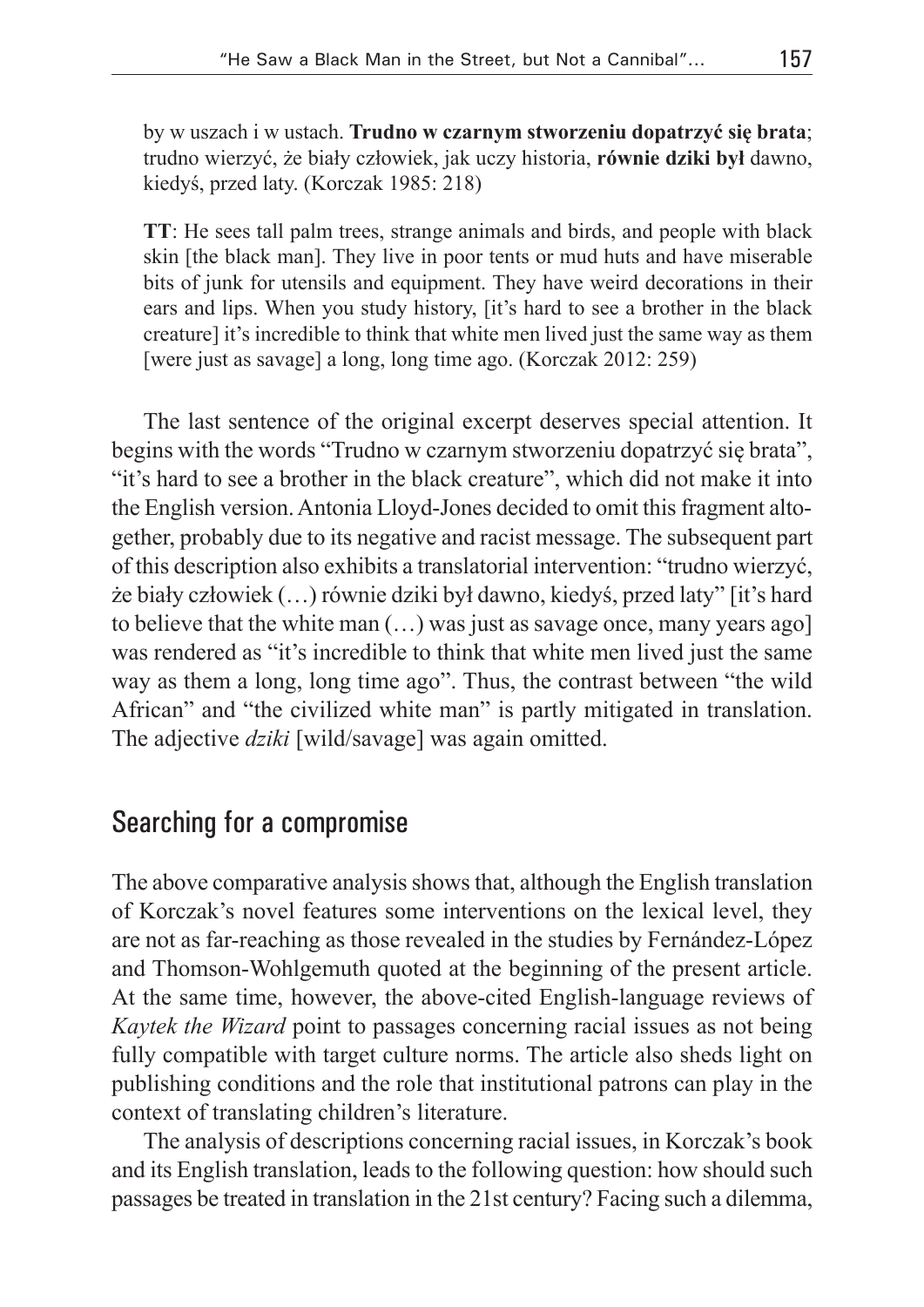by w uszach i w ustach. **Trudno w czarnym stworzeniu dopatrzyć się brata**; trudno wierzyć, że biały człowiek, jak uczy historia, **równie dziki był** dawno, kiedyś, przed laty. (Korczak 1985: 218)

**TT**: He sees tall palm trees, strange animals and birds, and people with black skin [the black man]. They live in poor tents or mud huts and have miserable bits of junk for utensils and equipment. They have weird decorations in their ears and lips. When you study history, [it's hard to see a brother in the black creature] it's incredible to think that white men lived just the same way as them [were just as savage] a long, long time ago. (Korczak 2012: 259)

The last sentence of the original excerpt deserves special attention. It begins with the words "Trudno w czarnym stworzeniu dopatrzyć się brata", "it's hard to see a brother in the black creature", which did not make it into the English version. Antonia Lloyd-Jones decided to omit this fragment altogether, probably due to its negative and racist message. The subsequent part of this description also exhibits a translatorial intervention: "trudno wierzyć, że biały człowiek (…) równie dziki był dawno, kiedyś, przed laty" [it's hard to believe that the white man (…) was just as savage once, many years ago] was rendered as "it's incredible to think that white men lived just the same way as them a long, long time ago". Thus, the contrast between "the wild African" and "the civilized white man" is partly mitigated in translation. The adjective *dziki* [wild/savage] was again omitted.

## Searching for a compromise

The above comparative analysis shows that, although the English translation of Korczak's novel features some interventions on the lexical level, they are not as far-reaching as those revealed in the studies by Fernández-López and Thomson-Wohlgemuth quoted at the beginning of the present article. At the same time, however, the above-cited English-language reviews of *Kaytek the Wizard* point to passages concerning racial issues as not being fully compatible with target culture norms. The article also sheds light on publishing conditions and the role that institutional patrons can play in the context of translating children's literature.

The analysis of descriptions concerning racial issues, in Korczak's book and its English translation, leads to the following question: how should such passages be treated in translation in the 21st century? Facing such a dilemma,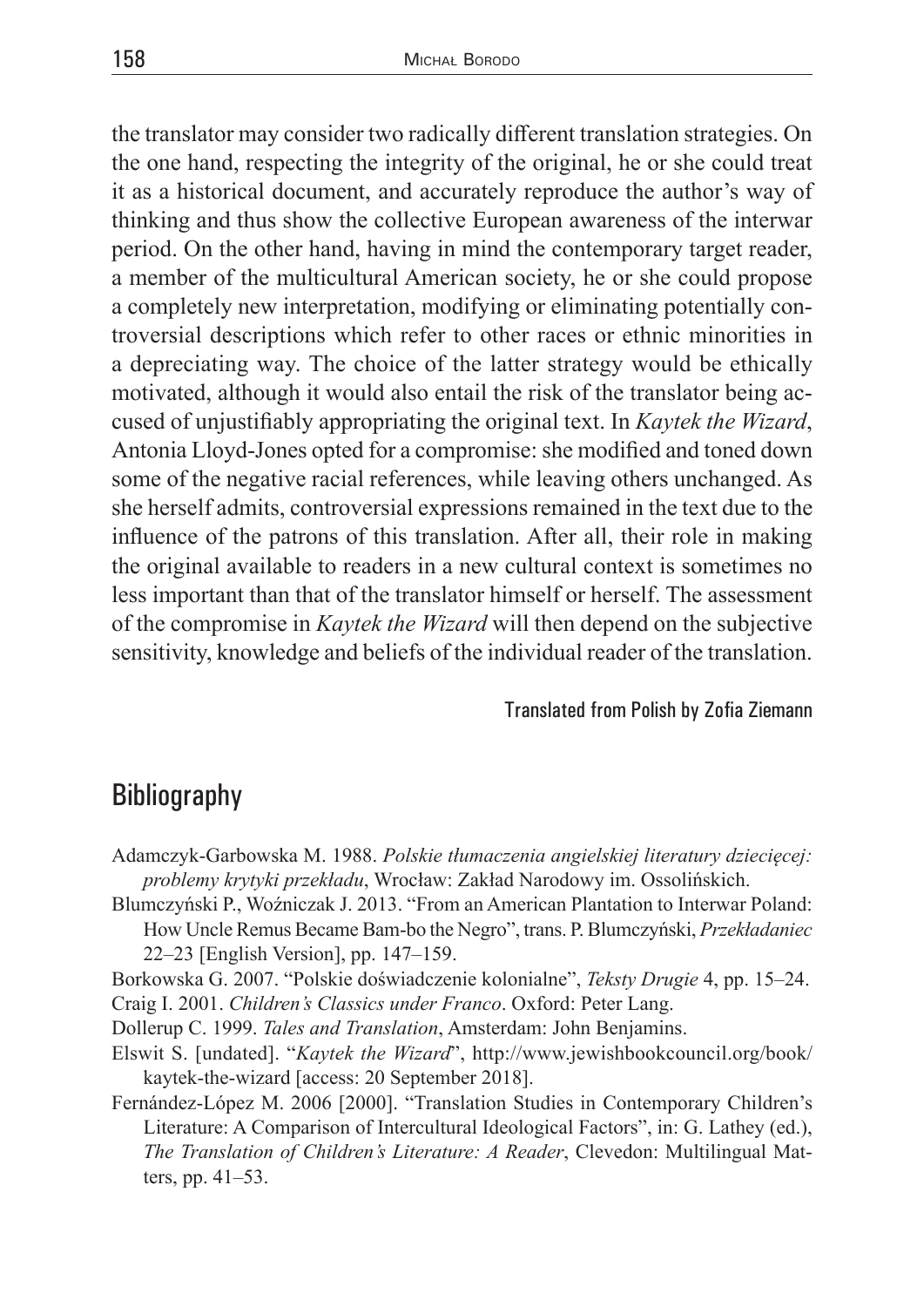the translator may consider two radically different translation strategies. On the one hand, respecting the integrity of the original, he or she could treat it as a historical document, and accurately reproduce the author's way of thinking and thus show the collective European awareness of the interwar period. On the other hand, having in mind the contemporary target reader, a member of the multicultural American society, he or she could propose a completely new interpretation, modifying or eliminating potentially controversial descriptions which refer to other races or ethnic minorities in a depreciating way. The choice of the latter strategy would be ethically motivated, although it would also entail the risk of the translator being accused of unjustifiably appropriating the original text. In *Kaytek the Wizard*, Antonia Lloyd-Jones opted for a compromise: she modified and toned down some of the negative racial references, while leaving others unchanged. As she herself admits, controversial expressions remained in the text due to the influence of the patrons of this translation. After all, their role in making the original available to readers in a new cultural context is sometimes no less important than that of the translator himself or herself. The assessment of the compromise in *Kaytek the Wizard* will then depend on the subjective sensitivity, knowledge and beliefs of the individual reader of the translation.

Translated from Polish by Zofia Ziemann

## Bibliography

Adamczyk-Garbowska M. 1988. *Polskie tłumaczenia angielskiej literatury dziecięcej: problemy krytyki przekładu*, Wrocław: Zakład Narodowy im. Ossolińskich.

Blumczyński P., Woźniczak J. 2013. "From an American Plantation to Interwar Poland: How Uncle Remus Became Bam-bo the Negro", trans. P. Blumczyński, *Przekładaniec* 22–23 [English Version], pp. 147–159.

Borkowska G. 2007. "Polskie doświadczenie kolonialne", *Teksty Drugie* 4, pp. 15–24.

Craig I. 2001. *Children's Classics under Franco*. Oxford: Peter Lang.

Dollerup C. 1999. *Tales and Translation*, Amsterdam: John Benjamins.

Elswit S. [undated]. "*Kaytek the Wizard*", http://www.jewishbookcouncil.org/book/kaytek-the-wizard [access: 20 September 2018].

Fernández-López M. 2006 [2000]. "Translation Studies in Contemporary Children's Literature: A Comparison of Intercultural Ideological Factors", in: G. Lathey (ed.), *The Translation of Children's Literature: A Reader*, Clevedon: Multilingual Matters, pp. 41–53.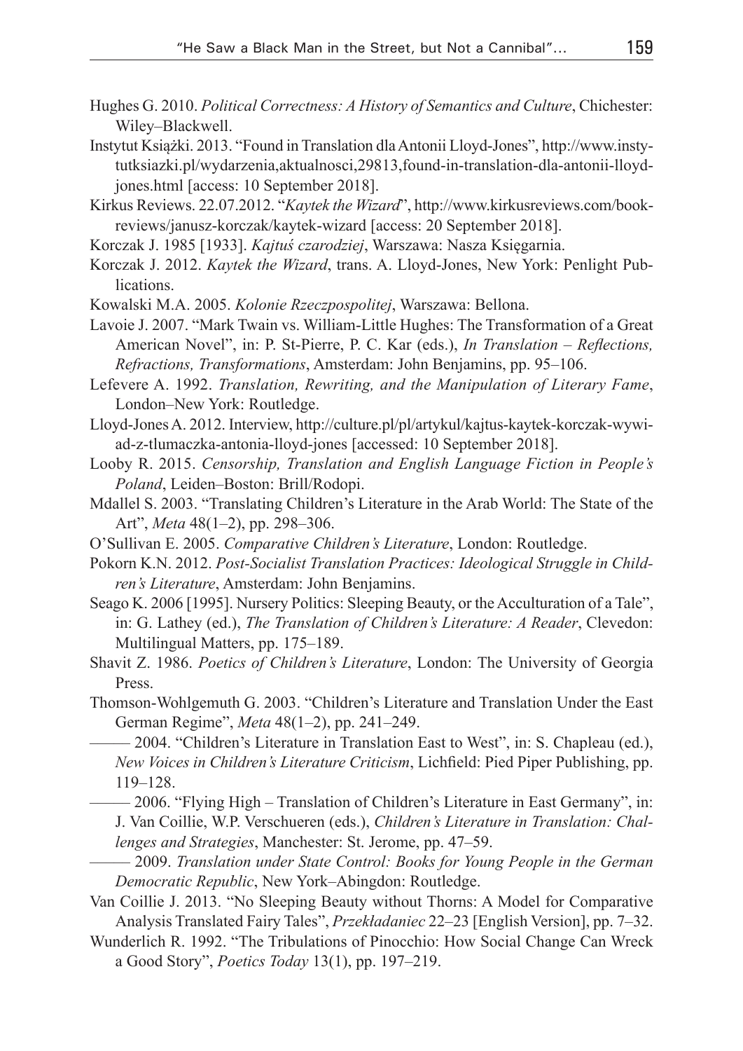Hughes G. 2010. *Political Correctness: A History of Semantics and Culture*, Chichester: Wiley–Blackwell.

Instytut Książki. 2013. "Found in Translation dla Antonii Lloyd-Jones", http://www.instytutksiazki.pl/wydarzenia,aktualnosci,29813,found-in-translation-dla-antonii-lloyd-jones.html [access: 10 September 2018].

Kirkus Reviews. 22.07.2012. "*Kaytek the Wizard*", http://www.kirkusreviews.com/book-reviews/janusz-korczak/kaytek-wizard [access: 20 September 2018].

Korczak J. 1985 [1933]. *Kajtuś czarodziej*, Warszawa: Nasza Księgarnia.

Korczak J. 2012. *Kaytek the Wizard*, trans. A. Lloyd-Jones, New York: Penlight Publications.

Kowalski M.A. 2005. *Kolonie Rzeczpospolitej*, Warszawa: Bellona.

Lavoie J. 2007. "Mark Twain vs. William-Little Hughes: The Transformation of a Great American Novel", in: P. St-Pierre, P. C. Kar (eds.), *In Translation – Reflections, Refractions, Transformations*, Amsterdam: John Benjamins, pp. 95–106.

Lefevere A. 1992. *Translation, Rewriting, and the Manipulation of Literary Fame*, London–New York: Routledge.

Lloyd-Jones A. 2012. Interview, http://culture.pl/pl/artykul/kajtus-kaytek-korczak-wywiad-z-tlumaczka-antonia-lloyd-jones [accessed: 10 September 2018].

Looby R. 2015. *Censorship, Translation and English Language Fiction in People's Poland*, Leiden–Boston: Brill/Rodopi.

Mdallel S. 2003. "Translating Children's Literature in the Arab World: The State of the Art", *Meta* 48(1–2), pp. 298–306.

O'Sullivan E. 2005. *Comparative Children's Literature*, London: Routledge.

Pokorn K.N. 2012. *Post-Socialist Translation Practices: Ideological Struggle in Children's Literature*, Amsterdam: John Benjamins.

Seago K. 2006 [1995]. Nursery Politics: Sleeping Beauty, or the Acculturation of a Tale", in: G. Lathey (ed.), *The Translation of Children's Literature: A Reader*, Clevedon: Multilingual Matters, pp. 175–189.

Shavit Z. 1986. *Poetics of Children's Literature*, London: The University of Georgia Press.

Thomson-Wohlgemuth G. 2003. "Children's Literature and Translation Under the East German Regime", *Meta* 48(1–2), pp. 241–249.

——— 2004. "Children's Literature in Translation East to West", in: S. Chapleau (ed.), *New Voices in Children's Literature Criticism*, Lichfield: Pied Piper Publishing, pp. 119–128.

——— 2006. "Flying High – Translation of Children's Literature in East Germany", in: J. Van Coillie, W.P. Verschueren (eds.), *Children's Literature in Translation: Challenges and Strategies*, Manchester: St. Jerome, pp. 47–59.

——— 2009. *Translation under State Control: Books for Young People in the German Democratic Republic*, New York–Abingdon: Routledge.

Van Coillie J. 2013. "No Sleeping Beauty without Thorns: A Model for Comparative Analysis Translated Fairy Tales", *Przekładaniec* 22–23 [English Version], pp. 7–32.

Wunderlich R. 1992. "The Tribulations of Pinocchio: How Social Change Can Wreck a Good Story", *Poetics Today* 13(1), pp. 197–219.